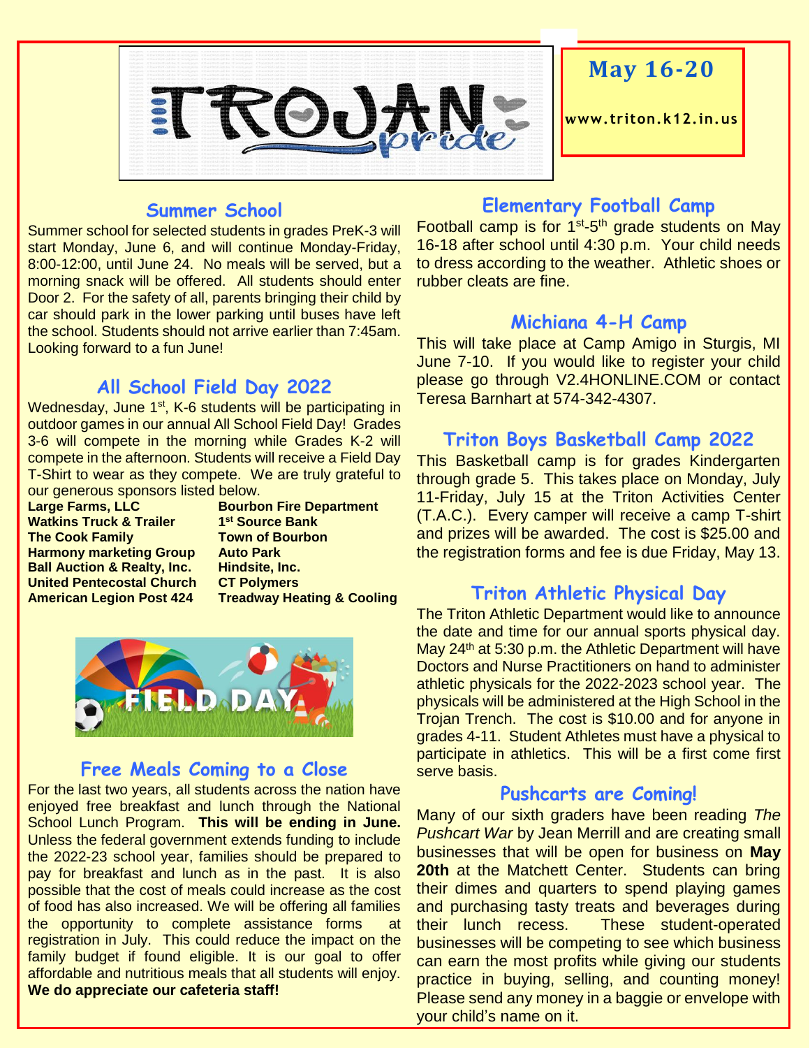# TROJAN pride

**May 16-20**

**www.triton.k12.in.us**

## Summer School

Summer school for selected students in grades PreK-3 will start Monday, June 6, and will continue Monday-Friday, 8:00-12:00, until June 24. No meals will be served, but a morning snack will be offered. All students should enter Door 2. For the safety of all, parents bringing their child by car should park in the lower parking until buses have left the school. Students should not arrive earlier than 7:45am. Looking forward to a fun June!

## All School Field Day 2022

Wednesday, June 1st, K-6 students will be participating in outdoor games in our annual All School Field Day! Grades 3-6 will compete in the morning while Grades K-2 will compete in the afternoon. Students will receive a Field Day T-Shirt to wear as they compete. We are truly grateful to our generous sponsors listed below.

| | |
|---|---|
| **Large Farms, LLC** | **Bourbon Fire Department** |
| **Watkins Truck & Trailer** | **1st Source Bank** |
| **The Cook Family** | **Town of Bourbon** |
| **Harmony marketing Group** | **Auto Park** |
| **Ball Auction & Realty, Inc.** | **Hindsite, Inc.** |
| **United Pentecostal Church** | **CT Polymers** |
| **American Legion Post 424** | **Treadway Heating & Cooling** |

## Free Meals Coming to a Close

For the last two years, all students across the nation have enjoyed free breakfast and lunch through the National School Lunch Program. **This will be ending in June.** Unless the federal government extends funding to include the 2022-23 school year, families should be prepared to pay for breakfast and lunch as in the past. It is also possible that the cost of meals could increase as the cost of food has also increased. We will be offering all families the opportunity to complete assistance forms at registration in July. This could reduce the impact on the family budget if found eligible. It is our goal to offer affordable and nutritious meals that all students will enjoy. **We do appreciate our cafeteria staff!**

## Elementary Football Camp

Football camp is for 1st-5th grade students on May 16-18 after school until 4:30 p.m. Your child needs to dress according to the weather. Athletic shoes or rubber cleats are fine.

## Michiana 4-H Camp

This will take place at Camp Amigo in Sturgis, MI June 7-10. If you would like to register your child please go through V2.4HONLINE.COM or contact Teresa Barnhart at 574-342-4307.

## Triton Boys Basketball Camp 2022

This Basketball camp is for grades Kindergarten through grade 5. This takes place on Monday, July 11-Friday, July 15 at the Triton Activities Center (T.A.C.). Every camper will receive a camp T-shirt and prizes will be awarded. The cost is $25.00 and the registration forms and fee is due Friday, May 13.

## Triton Athletic Physical Day

The Triton Athletic Department would like to announce the date and time for our annual sports physical day. May 24th at 5:30 p.m. the Athletic Department will have Doctors and Nurse Practitioners on hand to administer athletic physicals for the 2022-2023 school year. The physicals will be administered at the High School in the Trojan Trench. The cost is $10.00 and for anyone in grades 4-11. Student Athletes must have a physical to participate in athletics. This will be a first come first serve basis.

## Pushcarts are Coming!

Many of our sixth graders have been reading *The Pushcart War* by Jean Merrill and are creating small businesses that will be open for business on **May 20th** at the Matchett Center. Students can bring their dimes and quarters to spend playing games and purchasing tasty treats and beverages during their lunch recess. These student-operated businesses will be competing to see which business can earn the most profits while giving our students practice in buying, selling, and counting money! Please send any money in a baggie or envelope with your child's name on it.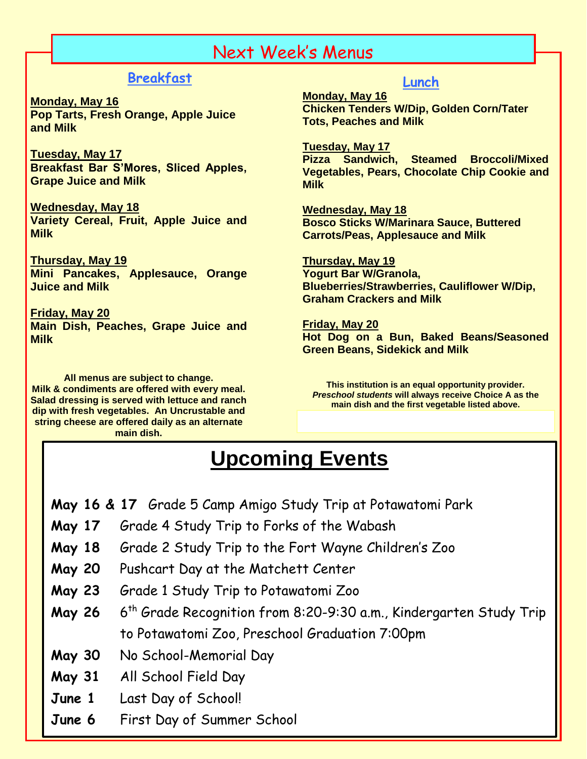# Next Week's Menus

## Breakfast

**Monday, May 16**
**Pop Tarts, Fresh Orange, Apple Juice and Milk**

**Tuesday, May 17**
**Breakfast Bar S'Mores, Sliced Apples, Grape Juice and Milk**

**Wednesday, May 18**
**Variety Cereal, Fruit, Apple Juice and Milk**

**Thursday, May 19**
**Mini Pancakes, Applesauce, Orange Juice and Milk**

**Friday, May 20**
**Main Dish, Peaches, Grape Juice and Milk**

**All menus are subject to change.**
**Milk & condiments are offered with every meal. Salad dressing is served with lettuce and ranch dip with fresh vegetables. An Uncrustable and string cheese are offered daily as an alternate main dish.**

## Lunch

**Monday, May 16**
**Chicken Tenders W/Dip, Golden Corn/Tater Tots, Peaches and Milk**

**Tuesday, May 17**
**Pizza Sandwich, Steamed Broccoli/Mixed Vegetables, Pears, Chocolate Chip Cookie and Milk**

**Wednesday, May 18**
**Bosco Sticks W/Marinara Sauce, Buttered Carrots/Peas, Applesauce and Milk**

**Thursday, May 19**
**Yogurt Bar W/Granola, Blueberries/Strawberries, Cauliflower W/Dip, Graham Crackers and Milk**

**Friday, May 20**
**Hot Dog on a Bun, Baked Beans/Seasoned Green Beans, Sidekick and Milk**

**This institution is an equal opportunity provider.**
***Preschool students*** **will always receive Choice A as the main dish and the first vegetable listed above.**

# Upcoming Events

- **May 16 & 17** Grade 5 Camp Amigo Study Trip at Potawatomi Park
- **May 17** Grade 4 Study Trip to Forks of the Wabash
- **May 18** Grade 2 Study Trip to the Fort Wayne Children's Zoo
- **May 20** Pushcart Day at the Matchett Center
- **May 23** Grade 1 Study Trip to Potawatomi Zoo
- **May 26** 6th Grade Recognition from 8:20-9:30 a.m., Kindergarten Study Trip to Potawatomi Zoo, Preschool Graduation 7:00pm
- **May 30** No School-Memorial Day
- **May 31** All School Field Day
- **June 1** Last Day of School!
- **June 6** First Day of Summer School